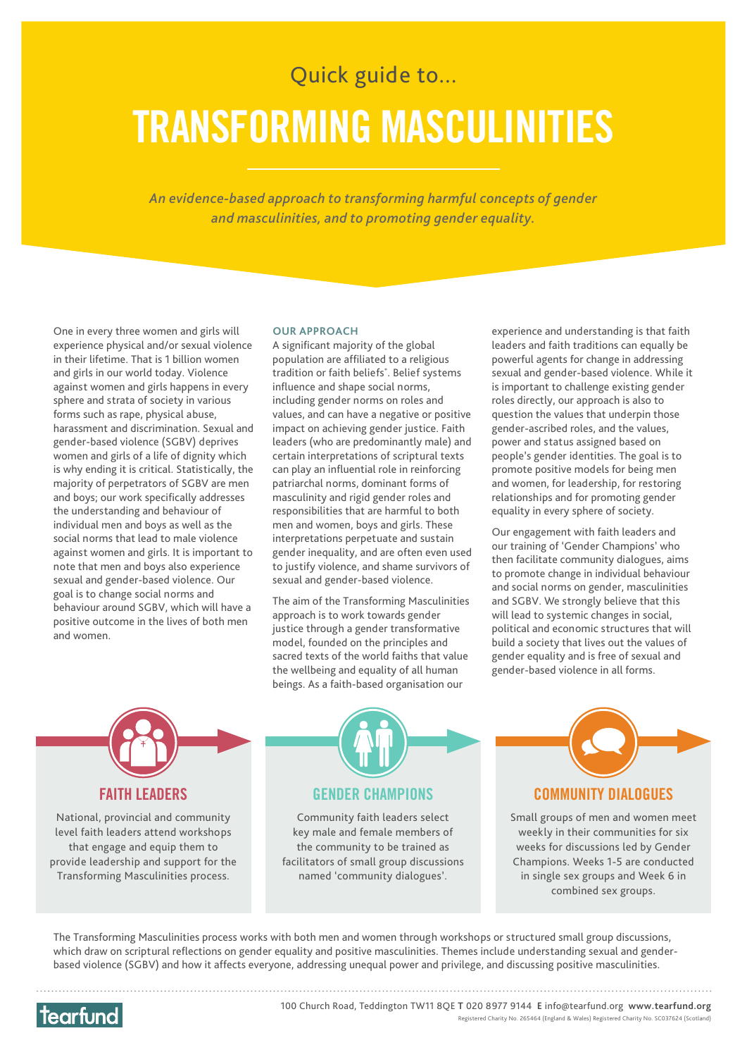Quick guide to...

# TRANSFORMING MASCULINITIES

*An evidence-based approach to transforming harmful concepts of gender and masculinities, and to promoting gender equality.*

One in every three women and girls will experience physical and/or sexual violence in their lifetime. That is 1 billion women and girls in our world today. Violence against women and girls happens in every sphere and strata of society in various forms such as rape, physical abuse, harassment and discrimination. Sexual and gender-based violence (SGBV) deprives women and girls of a life of dignity which is why ending it is critical. Statistically, the majority of perpetrators of SGBV are men and boys; our work specifically addresses the understanding and behaviour of individual men and boys as well as the social norms that lead to male violence against women and girls. It is important to note that men and boys also experience sexual and gender-based violence. Our goal is to change social norms and behaviour around SGBV, which will have a positive outcome in the lives of both men and women.

## OUR APPROACH

A significant majority of the global population are affiliated to a religious tradition or faith beliefs*. Belief systems influence and shape social norms, including gender norms on roles and values, and can have a negative or positive impact on achieving gender justice. Faith leaders (who are predominantly male) and certain interpretations of scriptural texts can play an influential role in reinforcing patriarchal norms, dominant forms of masculinity and rigid gender roles and responsibilities that are harmful to both men and women, boys and girls. These interpretations perpetuate and sustain gender inequality, and are often even used to justify violence, and shame survivors of sexual and gender-based violence.

The aim of the Transforming Masculinities approach is to work towards gender justice through a gender transformative model, founded on the principles and sacred texts of the world faiths that value the wellbeing and equality of all human beings. As a faith-based organisation our experience and understanding is that faith leaders and faith traditions can equally be powerful agents for change in addressing sexual and gender-based violence. While it is important to challenge existing gender roles directly, our approach is also to question the values that underpin those gender-ascribed roles, and the values, power and status assigned based on people's gender identities. The goal is to promote positive models for being men and women, for leadership, for restoring relationships and for promoting gender equality in every sphere of society.

Our engagement with faith leaders and our training of 'Gender Champions' who then facilitate community dialogues, aims to promote change in individual behaviour and social norms on gender, masculinities and SGBV. We strongly believe that this will lead to systemic changes in social, political and economic structures that will build a society that lives out the values of gender equality and is free of sexual and gender-based violence in all forms.

### FAITH LEADERS

National, provincial and community level faith leaders attend workshops that engage and equip them to provide leadership and support for the Transforming Masculinities process.

### GENDER CHAMPIONS

Community faith leaders select key male and female members of the community to be trained as facilitators of small group discussions named 'community dialogues'.

### COMMUNITY DIALOGUES

Small groups of men and women meet weekly in their communities for six weeks for discussions led by Gender Champions. Weeks 1-5 are conducted in single sex groups and Week 6 in combined sex groups.

The Transforming Masculinities process works with both men and women through workshops or structured small group discussions, which draw on scriptural reflections on gender equality and positive masculinities. Themes include understanding sexual and gender-based violence (SGBV) and how it affects everyone, addressing unequal power and privilege, and discussing positive masculinities.

tearfund

100 Church Road, Teddington TW11 8QE **T** 020 8977 9144 **E** info@tearfund.org **www.tearfund.org**
Registered Charity No. 265464 (England & Wales) Registered Charity No. SC037624 (Scotland)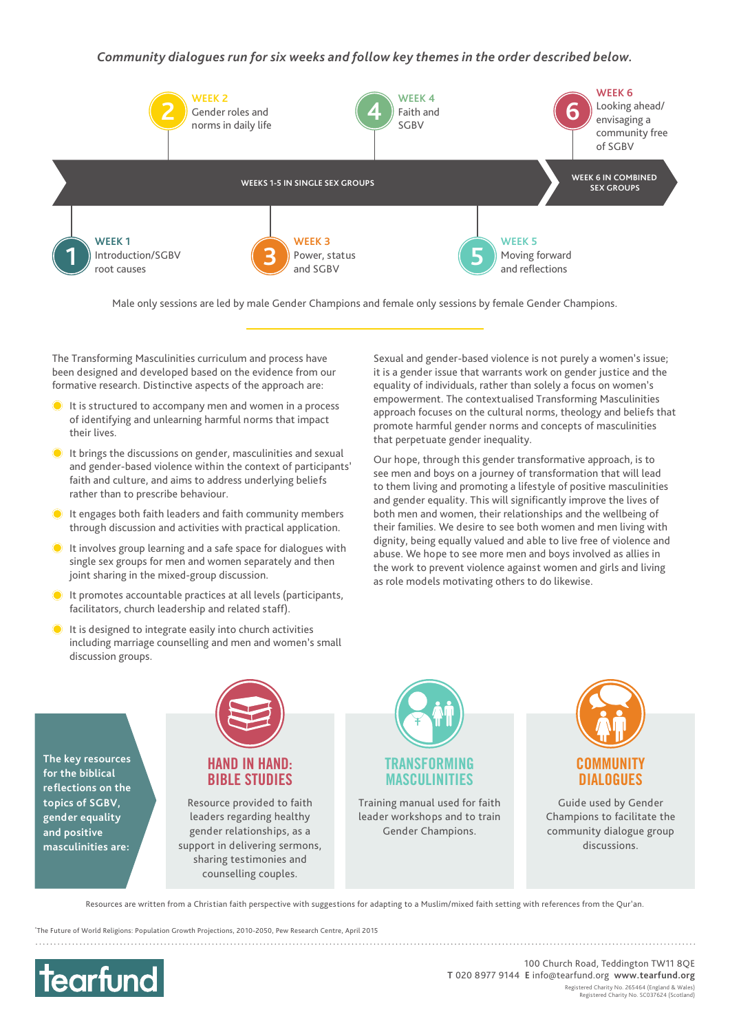*Community dialogues run for six weeks and follow key themes in the order described below.*

**WEEK 1** Introduction/SGBV root causes

**WEEK 2** Gender roles and norms in daily life

**WEEK 3** Power, status and SGBV

**WEEK 4** Faith and SGBV

**WEEK 5** Moving forward and reflections

**WEEK 6** Looking ahead/ envisaging a community free of SGBV

WEEKS 1-5 IN SINGLE SEX GROUPS

WEEK 6 IN COMBINED SEX GROUPS

Male only sessions are led by male Gender Champions and female only sessions by female Gender Champions.

The Transforming Masculinities curriculum and process have been designed and developed based on the evidence from our formative research. Distinctive aspects of the approach are:

- It is structured to accompany men and women in a process of identifying and unlearning harmful norms that impact their lives.
- It brings the discussions on gender, masculinities and sexual and gender-based violence within the context of participants' faith and culture, and aims to address underlying beliefs rather than to prescribe behaviour.
- It engages both faith leaders and faith community members through discussion and activities with practical application.
- It involves group learning and a safe space for dialogues with single sex groups for men and women separately and then joint sharing in the mixed-group discussion.
- It promotes accountable practices at all levels (participants, facilitators, church leadership and related staff).
- It is designed to integrate easily into church activities including marriage counselling and men and women's small discussion groups.

Sexual and gender-based violence is not purely a women's issue; it is a gender issue that warrants work on gender justice and the equality of individuals, rather than solely a focus on women's empowerment. The contextualised Transforming Masculinities approach focuses on the cultural norms, theology and beliefs that promote harmful gender norms and concepts of masculinities that perpetuate gender inequality.

Our hope, through this gender transformative approach, is to see men and boys on a journey of transformation that will lead to them living and promoting a lifestyle of positive masculinities and gender equality. This will significantly improve the lives of both men and women, their relationships and the wellbeing of their families. We desire to see both women and men living with dignity, being equally valued and able to live free of violence and abuse. We hope to see more men and boys involved as allies in the work to prevent violence against women and girls and living as role models motivating others to do likewise.

**The key resources for the biblical reflections on the topics of SGBV, gender equality and positive masculinities are:**

## HAND IN HAND: BIBLE STUDIES

Resource provided to faith leaders regarding healthy gender relationships, as a support in delivering sermons, sharing testimonies and counselling couples.

## TRANSFORMING MASCULINITIES

Training manual used for faith leader workshops and to train Gender Champions.

## COMMUNITY DIALOGUES

Guide used by Gender Champions to facilitate the community dialogue group discussions.

Resources are written from a Christian faith perspective with suggestions for adapting to a Muslim/mixed faith setting with references from the Qur'an.

[1]The Future of World Religions: Population Growth Projections, 2010-2050, Pew Research Centre, April 2015

tearfund

100 Church Road, Teddington TW11 8QE
**T** 020 8977 9144 **E** info@tearfund.org **www.tearfund.org**
Registered Charity No. 265464 (England & Wales)
Registered Charity No. SC037624 (Scotland)